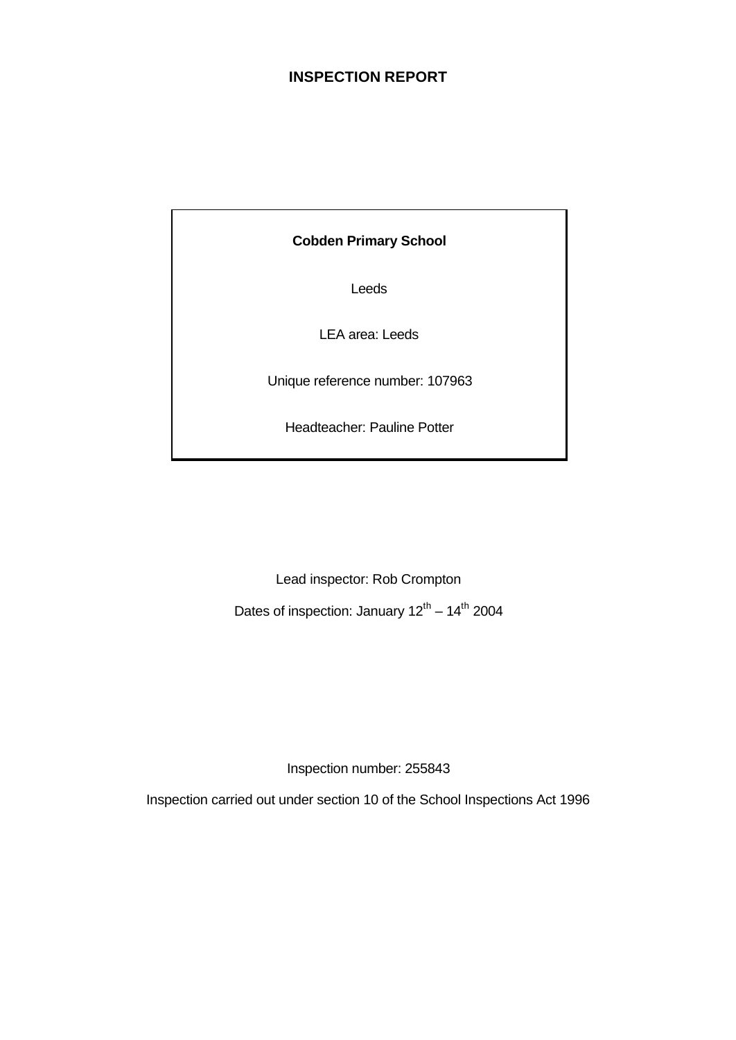# INSPECTION REPORT

**Cobden Primary School**

Leeds

LEA area: Leeds

Unique reference number: 107963

Headteacher: Pauline Potter

Lead inspector: Rob Crompton

Dates of inspection: January 12th – 14th 2004

Inspection number: 255843

Inspection carried out under section 10 of the School Inspections Act 1996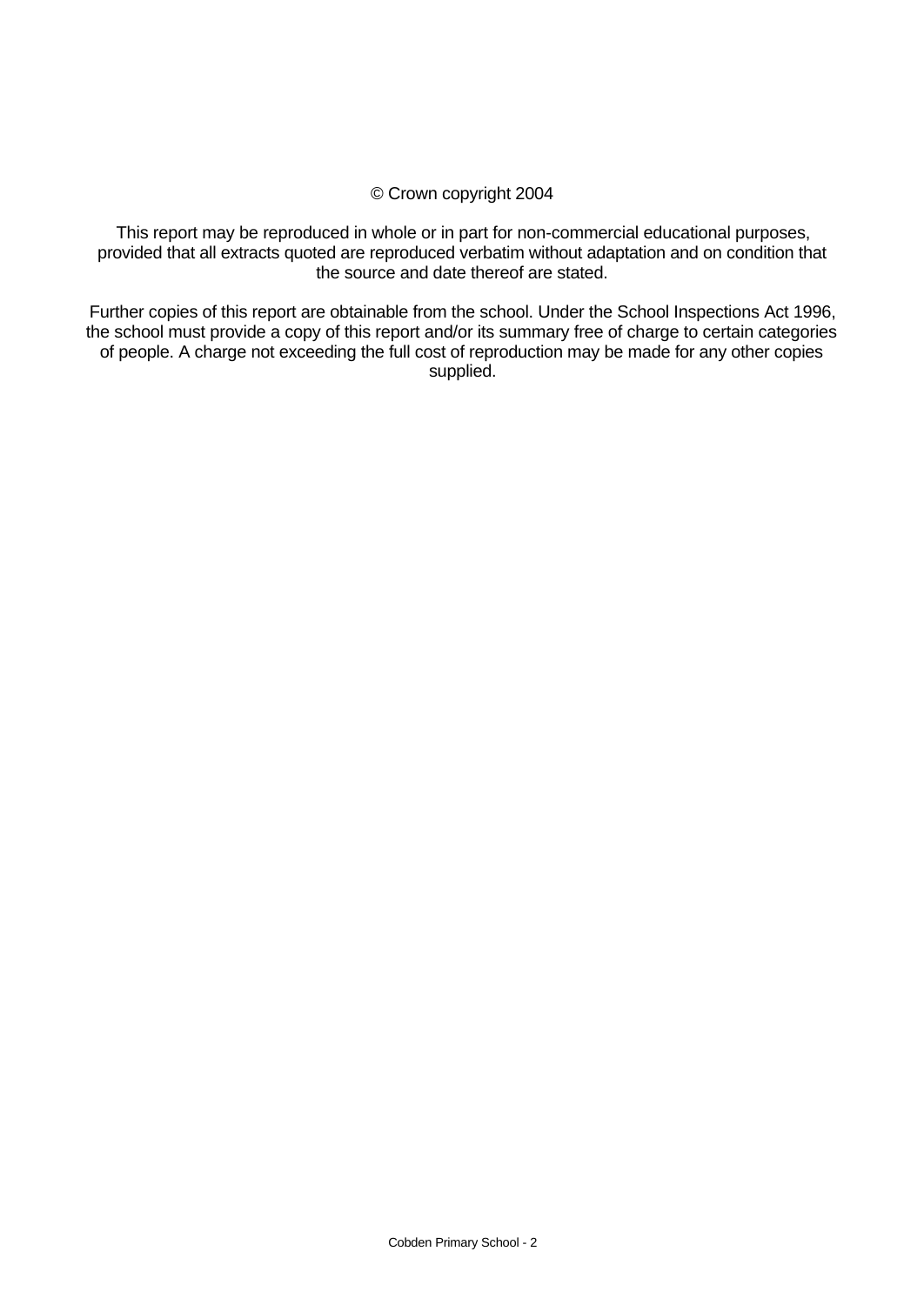© Crown copyright 2004

This report may be reproduced in whole or in part for non-commercial educational purposes, provided that all extracts quoted are reproduced verbatim without adaptation and on condition that the source and date thereof are stated.

Further copies of this report are obtainable from the school. Under the School Inspections Act 1996, the school must provide a copy of this report and/or its summary free of charge to certain categories of people. A charge not exceeding the full cost of reproduction may be made for any other copies supplied.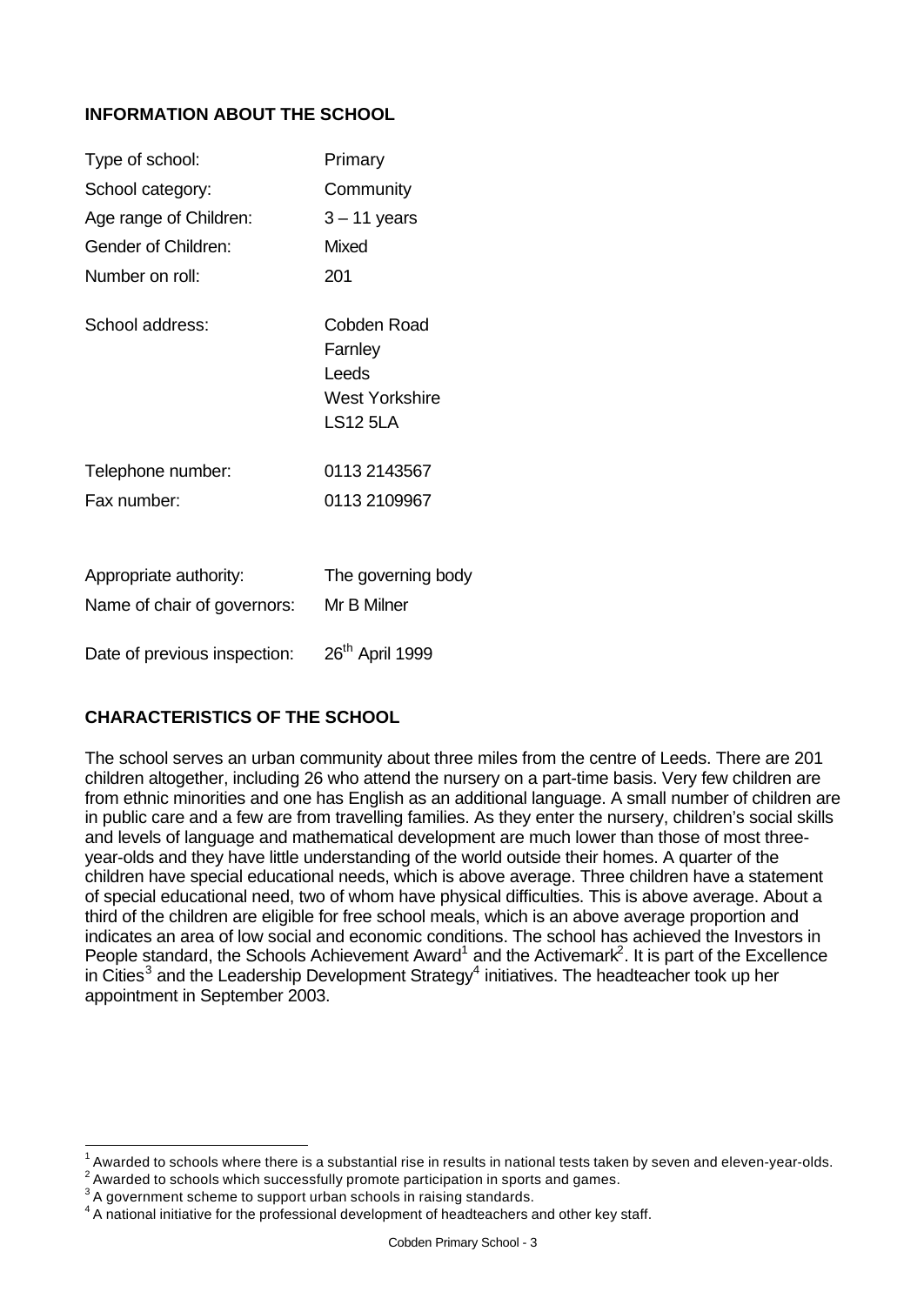## INFORMATION ABOUT THE SCHOOL

| | |
|---|---|
| Type of school: | Primary |
| School category: | Community |
| Age range of Children: | 3 – 11 years |
| Gender of Children: | Mixed |
| Number on roll: | 201 |
| School address: | Cobden Road<br>Farnley<br>Leeds<br>West Yorkshire<br>LS12 5LA |
| Telephone number: | 0113 2143567 |
| Fax number: | 0113 2109967 |
| Appropriate authority: | The governing body |
| Name of chair of governors: | Mr B Milner |
| Date of previous inspection: | 26th April 1999 |

## CHARACTERISTICS OF THE SCHOOL

The school serves an urban community about three miles from the centre of Leeds. There are 201 children altogether, including 26 who attend the nursery on a part-time basis. Very few children are from ethnic minorities and one has English as an additional language. A small number of children are in public care and a few are from travelling families. As they enter the nursery, children's social skills and levels of language and mathematical development are much lower than those of most three-year-olds and they have little understanding of the world outside their homes. A quarter of the children have special educational needs, which is above average. Three children have a statement of special educational need, two of whom have physical difficulties. This is above average. About a third of the children are eligible for free school meals, which is an above average proportion and indicates an area of low social and economic conditions. The school has achieved the Investors in People standard, the Schools Achievement Award[1] and the Activemark[2]. It is part of the Excellence in Cities[3] and the Leadership Development Strategy[4] initiatives. The headteacher took up her appointment in September 2003.

---

[1] Awarded to schools where there is a substantial rise in results in national tests taken by seven and eleven-year-olds.
[2] Awarded to schools which successfully promote participation in sports and games.
[3] A government scheme to support urban schools in raising standards.
[4] A national initiative for the professional development of headteachers and other key staff.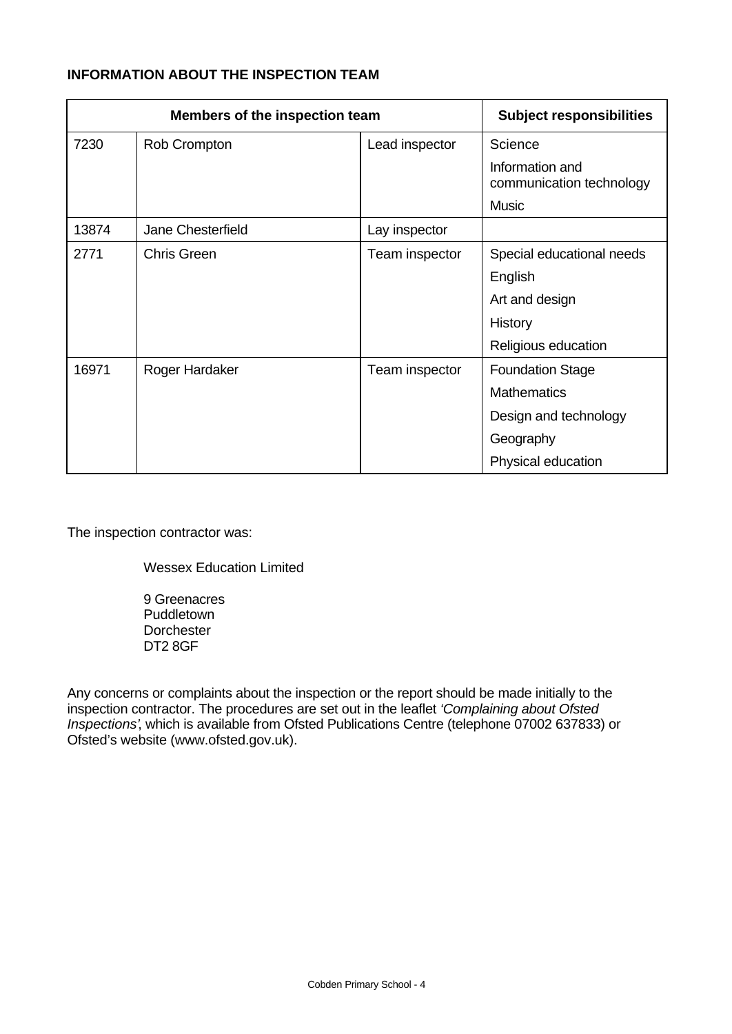**INFORMATION ABOUT THE INSPECTION TEAM**

| Members of the inspection team | | | Subject responsibilities |
|---|---|---|---|
| 7230 | Rob Crompton | Lead inspector | Science |
| | | | Information and communication technology |
| | | | Music |
| 13874 | Jane Chesterfield | Lay inspector | |
| 2771 | Chris Green | Team inspector | Special educational needs |
| | | | English |
| | | | Art and design |
| | | | History |
| | | | Religious education |
| 16971 | Roger Hardaker | Team inspector | Foundation Stage |
| | | | Mathematics |
| | | | Design and technology |
| | | | Geography |
| | | | Physical education |

The inspection contractor was:

Wessex Education Limited

9 Greenacres
Puddletown
Dorchester
DT2 8GF

Any concerns or complaints about the inspection or the report should be made initially to the inspection contractor. The procedures are set out in the leaflet *'Complaining about Ofsted Inspections'*, which is available from Ofsted Publications Centre (telephone 07002 637833) or Ofsted's website (www.ofsted.gov.uk).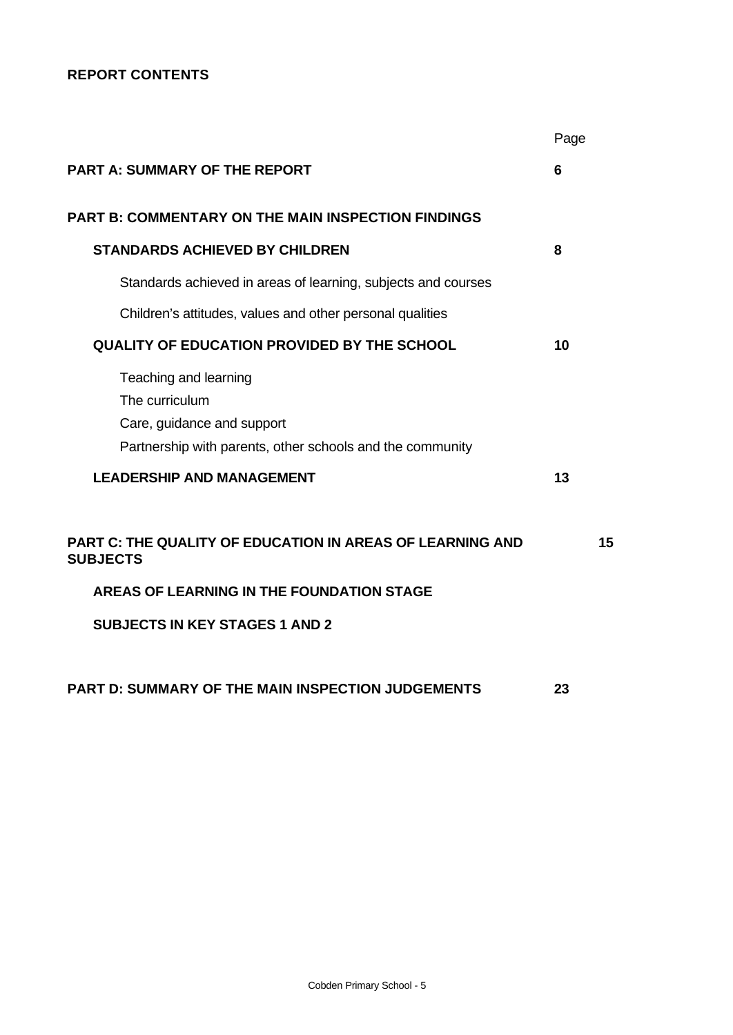## REPORT CONTENTS

| | Page |
|---|---|
| **PART A: SUMMARY OF THE REPORT** | **6** |
| **PART B: COMMENTARY ON THE MAIN INSPECTION FINDINGS** | |
| **STANDARDS ACHIEVED BY CHILDREN** | **8** |
| Standards achieved in areas of learning, subjects and courses | |
| Children's attitudes, values and other personal qualities | |
| **QUALITY OF EDUCATION PROVIDED BY THE SCHOOL** | **10** |
| Teaching and learning | |
| The curriculum | |
| Care, guidance and support | |
| Partnership with parents, other schools and the community | |
| **LEADERSHIP AND MANAGEMENT** | **13** |
| **PART C: THE QUALITY OF EDUCATION IN AREAS OF LEARNING AND SUBJECTS** | **15** |
| **AREAS OF LEARNING IN THE FOUNDATION STAGE** | |
| **SUBJECTS IN KEY STAGES 1 AND 2** | |
| **PART D: SUMMARY OF THE MAIN INSPECTION JUDGEMENTS** | **23** |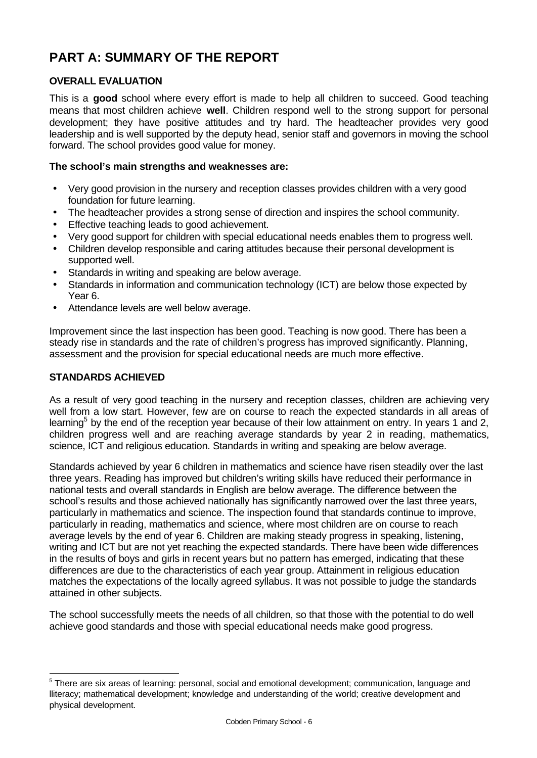# PART A: SUMMARY OF THE REPORT

### OVERALL EVALUATION

This is a **good** school where every effort is made to help all children to succeed. Good teaching means that most children achieve **well**. Children respond well to the strong support for personal development; they have positive attitudes and try hard. The headteacher provides very good leadership and is well supported by the deputy head, senior staff and governors in moving the school forward. The school provides good value for money.

**The school's main strengths and weaknesses are:**

- Very good provision in the nursery and reception classes provides children with a very good foundation for future learning.
- The headteacher provides a strong sense of direction and inspires the school community.
- Effective teaching leads to good achievement.
- Very good support for children with special educational needs enables them to progress well.
- Children develop responsible and caring attitudes because their personal development is supported well.
- Standards in writing and speaking are below average.
- Standards in information and communication technology (ICT) are below those expected by Year 6.
- Attendance levels are well below average.

Improvement since the last inspection has been good. Teaching is now good. There has been a steady rise in standards and the rate of children's progress has improved significantly. Planning, assessment and the provision for special educational needs are much more effective.

### STANDARDS ACHIEVED

As a result of very good teaching in the nursery and reception classes, children are achieving very well from a low start. However, few are on course to reach the expected standards in all areas of learning[5] by the end of the reception year because of their low attainment on entry. In years 1 and 2, children progress well and are reaching average standards by year 2 in reading, mathematics, science, ICT and religious education. Standards in writing and speaking are below average.

Standards achieved by year 6 children in mathematics and science have risen steadily over the last three years. Reading has improved but children's writing skills have reduced their performance in national tests and overall standards in English are below average. The difference between the school's results and those achieved nationally has significantly narrowed over the last three years, particularly in mathematics and science. The inspection found that standards continue to improve, particularly in reading, mathematics and science, where most children are on course to reach average levels by the end of year 6. Children are making steady progress in speaking, listening, writing and ICT but are not yet reaching the expected standards. There have been wide differences in the results of boys and girls in recent years but no pattern has emerged, indicating that these differences are due to the characteristics of each year group. Attainment in religious education matches the expectations of the locally agreed syllabus. It was not possible to judge the standards attained in other subjects.

The school successfully meets the needs of all children, so that those with the potential to do well achieve good standards and those with special educational needs make good progress.

---

[5] There are six areas of learning: personal, social and emotional development; communication, language and lliteracy; mathematical development; knowledge and understanding of the world; creative development and physical development.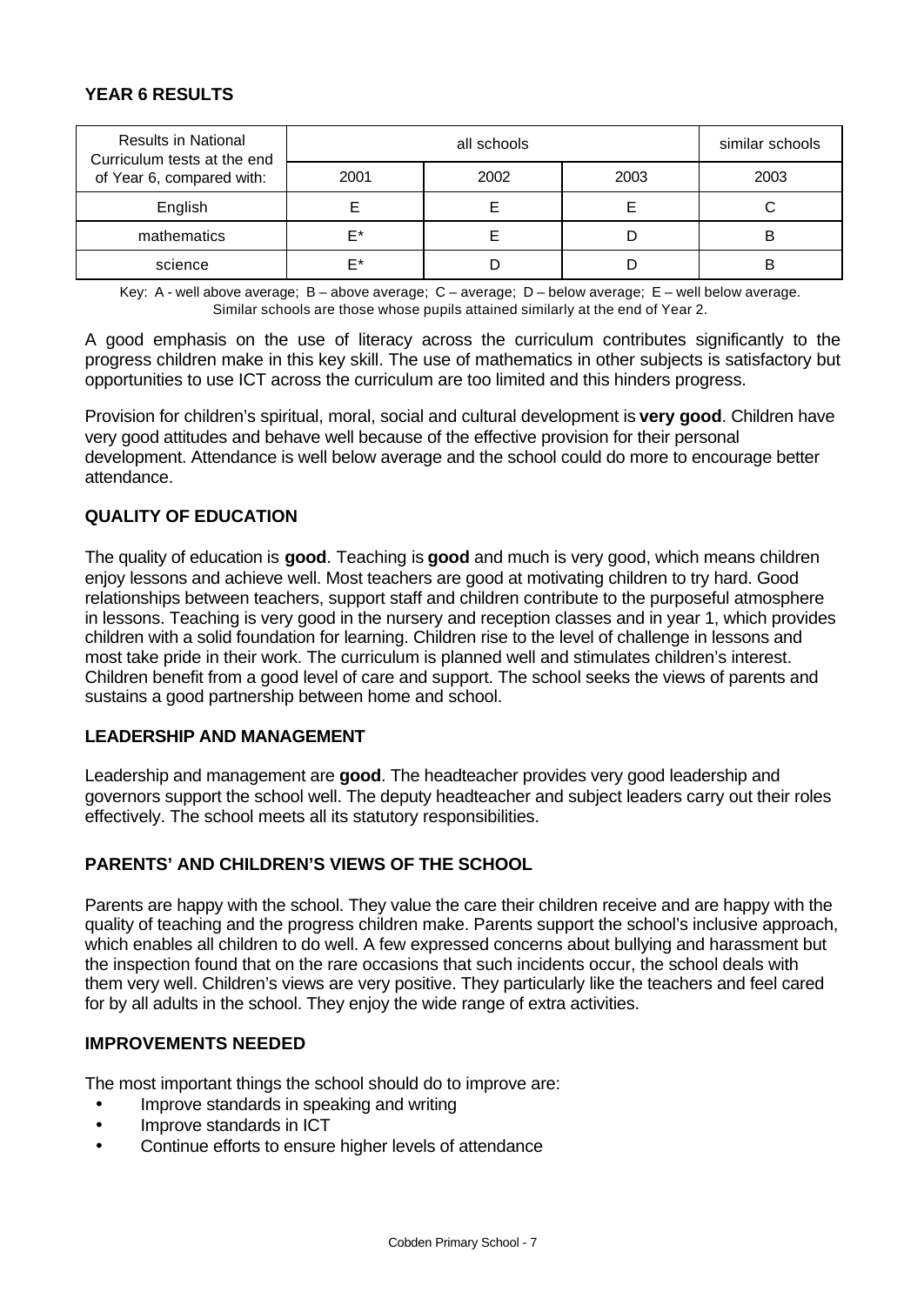## YEAR 6 RESULTS

| Results in National Curriculum tests at the end of Year 6, compared with: | all schools | | | similar schools |
|---|---|---|---|---|
| | 2001 | 2002 | 2003 | 2003 |
| English | E | E | E | C |
| mathematics | E* | E | D | B |
| science | E* | D | D | B |

Key: A - well above average; B – above average; C – average; D – below average; E – well below average.
Similar schools are those whose pupils attained similarly at the end of Year 2.

A good emphasis on the use of literacy across the curriculum contributes significantly to the progress children make in this key skill. The use of mathematics in other subjects is satisfactory but opportunities to use ICT across the curriculum are too limited and this hinders progress.

Provision for children's spiritual, moral, social and cultural development is **very good**. Children have very good attitudes and behave well because of the effective provision for their personal development. Attendance is well below average and the school could do more to encourage better attendance.

## QUALITY OF EDUCATION

The quality of education is **good**. Teaching is **good** and much is very good, which means children enjoy lessons and achieve well. Most teachers are good at motivating children to try hard. Good relationships between teachers, support staff and children contribute to the purposeful atmosphere in lessons. Teaching is very good in the nursery and reception classes and in year 1, which provides children with a solid foundation for learning. Children rise to the level of challenge in lessons and most take pride in their work. The curriculum is planned well and stimulates children's interest. Children benefit from a good level of care and support. The school seeks the views of parents and sustains a good partnership between home and school.

## LEADERSHIP AND MANAGEMENT

Leadership and management are **good**. The headteacher provides very good leadership and governors support the school well. The deputy headteacher and subject leaders carry out their roles effectively. The school meets all its statutory responsibilities.

## PARENTS' AND CHILDREN'S VIEWS OF THE SCHOOL

Parents are happy with the school. They value the care their children receive and are happy with the quality of teaching and the progress children make. Parents support the school's inclusive approach, which enables all children to do well. A few expressed concerns about bullying and harassment but the inspection found that on the rare occasions that such incidents occur, the school deals with them very well. Children's views are very positive. They particularly like the teachers and feel cared for by all adults in the school. They enjoy the wide range of extra activities.

## IMPROVEMENTS NEEDED

The most important things the school should do to improve are:

- Improve standards in speaking and writing
- Improve standards in ICT
- Continue efforts to ensure higher levels of attendance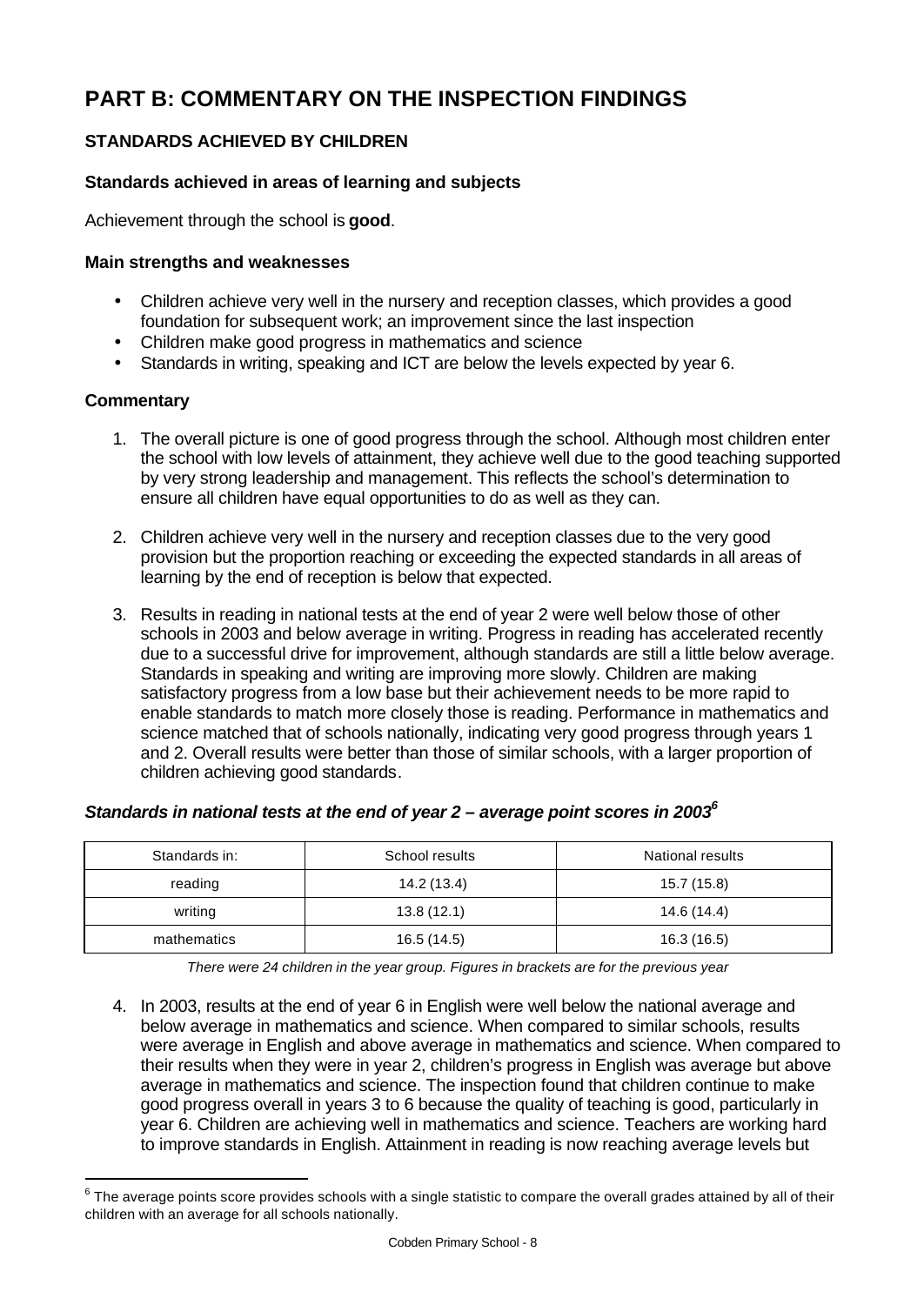# PART B: COMMENTARY ON THE INSPECTION FINDINGS

## STANDARDS ACHIEVED BY CHILDREN

### Standards achieved in areas of learning and subjects

Achievement through the school is **good**.

### Main strengths and weaknesses

- Children achieve very well in the nursery and reception classes, which provides a good foundation for subsequent work; an improvement since the last inspection
- Children make good progress in mathematics and science
- Standards in writing, speaking and ICT are below the levels expected by year 6.

### Commentary

1. The overall picture is one of good progress through the school. Although most children enter the school with low levels of attainment, they achieve well due to the good teaching supported by very strong leadership and management. This reflects the school's determination to ensure all children have equal opportunities to do as well as they can.

2. Children achieve very well in the nursery and reception classes due to the very good provision but the proportion reaching or exceeding the expected standards in all areas of learning by the end of reception is below that expected.

3. Results in reading in national tests at the end of year 2 were well below those of other schools in 2003 and below average in writing. Progress in reading has accelerated recently due to a successful drive for improvement, although standards are still a little below average. Standards in speaking and writing are improving more slowly. Children are making satisfactory progress from a low base but their achievement needs to be more rapid to enable standards to match more closely those is reading. Performance in mathematics and science matched that of schools nationally, indicating very good progress through years 1 and 2. Overall results were better than those of similar schools, with a larger proportion of children achieving good standards.

***Standards in national tests at the end of year 2 – average point scores in 2003[6]***

| Standards in: | School results | National results |
|---|---|---|
| reading | 14.2 (13.4) | 15.7 (15.8) |
| writing | 13.8 (12.1) | 14.6 (14.4) |
| mathematics | 16.5 (14.5) | 16.3 (16.5) |

*There were 24 children in the year group. Figures in brackets are for the previous year*

4. In 2003, results at the end of year 6 in English were well below the national average and below average in mathematics and science. When compared to similar schools, results were average in English and above average in mathematics and science. When compared to their results when they were in year 2, children's progress in English was average but above average in mathematics and science. The inspection found that children continue to make good progress overall in years 3 to 6 because the quality of teaching is good, particularly in year 6. Children are achieving well in mathematics and science. Teachers are working hard to improve standards in English. Attainment in reading is now reaching average levels but

[6] The average points score provides schools with a single statistic to compare the overall grades attained by all of their children with an average for all schools nationally.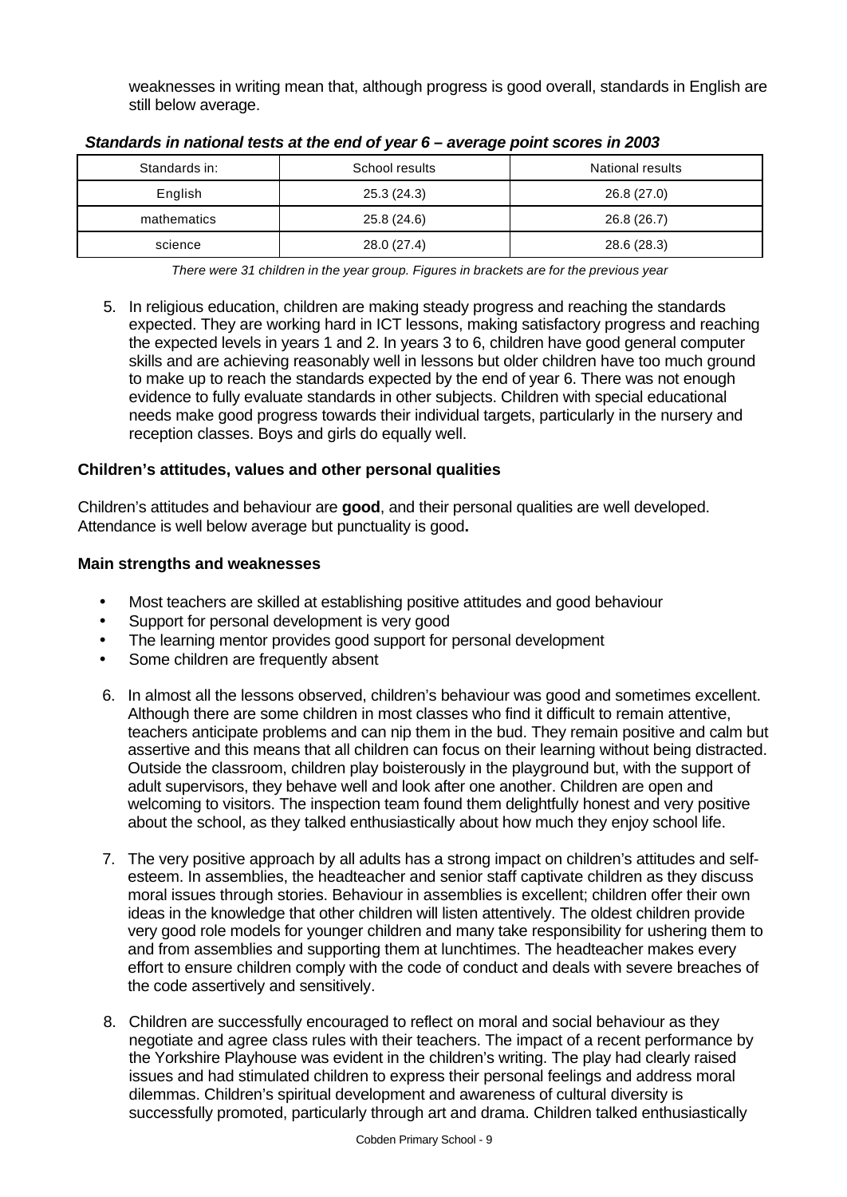weaknesses in writing mean that, although progress is good overall, standards in English are still below average.

***Standards in national tests at the end of year 6 – average point scores in 2003***

| Standards in: | School results | National results |
|---|---|---|
| English | 25.3 (24.3) | 26.8 (27.0) |
| mathematics | 25.8 (24.6) | 26.8 (26.7) |
| science | 28.0 (27.4) | 28.6 (28.3) |

*There were 31 children in the year group. Figures in brackets are for the previous year*

5. In religious education, children are making steady progress and reaching the standards expected. They are working hard in ICT lessons, making satisfactory progress and reaching the expected levels in years 1 and 2. In years 3 to 6, children have good general computer skills and are achieving reasonably well in lessons but older children have too much ground to make up to reach the standards expected by the end of year 6. There was not enough evidence to fully evaluate standards in other subjects. Children with special educational needs make good progress towards their individual targets, particularly in the nursery and reception classes. Boys and girls do equally well.

**Children's attitudes, values and other personal qualities**

Children's attitudes and behaviour are **good**, and their personal qualities are well developed. Attendance is well below average but punctuality is good**.**

**Main strengths and weaknesses**

- Most teachers are skilled at establishing positive attitudes and good behaviour
- Support for personal development is very good
- The learning mentor provides good support for personal development
- Some children are frequently absent

6. In almost all the lessons observed, children's behaviour was good and sometimes excellent. Although there are some children in most classes who find it difficult to remain attentive, teachers anticipate problems and can nip them in the bud. They remain positive and calm but assertive and this means that all children can focus on their learning without being distracted. Outside the classroom, children play boisterously in the playground but, with the support of adult supervisors, they behave well and look after one another. Children are open and welcoming to visitors. The inspection team found them delightfully honest and very positive about the school, as they talked enthusiastically about how much they enjoy school life.

7. The very positive approach by all adults has a strong impact on children's attitudes and self-esteem. In assemblies, the headteacher and senior staff captivate children as they discuss moral issues through stories. Behaviour in assemblies is excellent; children offer their own ideas in the knowledge that other children will listen attentively. The oldest children provide very good role models for younger children and many take responsibility for ushering them to and from assemblies and supporting them at lunchtimes. The headteacher makes every effort to ensure children comply with the code of conduct and deals with severe breaches of the code assertively and sensitively.

8. Children are successfully encouraged to reflect on moral and social behaviour as they negotiate and agree class rules with their teachers. The impact of a recent performance by the Yorkshire Playhouse was evident in the children's writing. The play had clearly raised issues and had stimulated children to express their personal feelings and address moral dilemmas. Children's spiritual development and awareness of cultural diversity is successfully promoted, particularly through art and drama. Children talked enthusiastically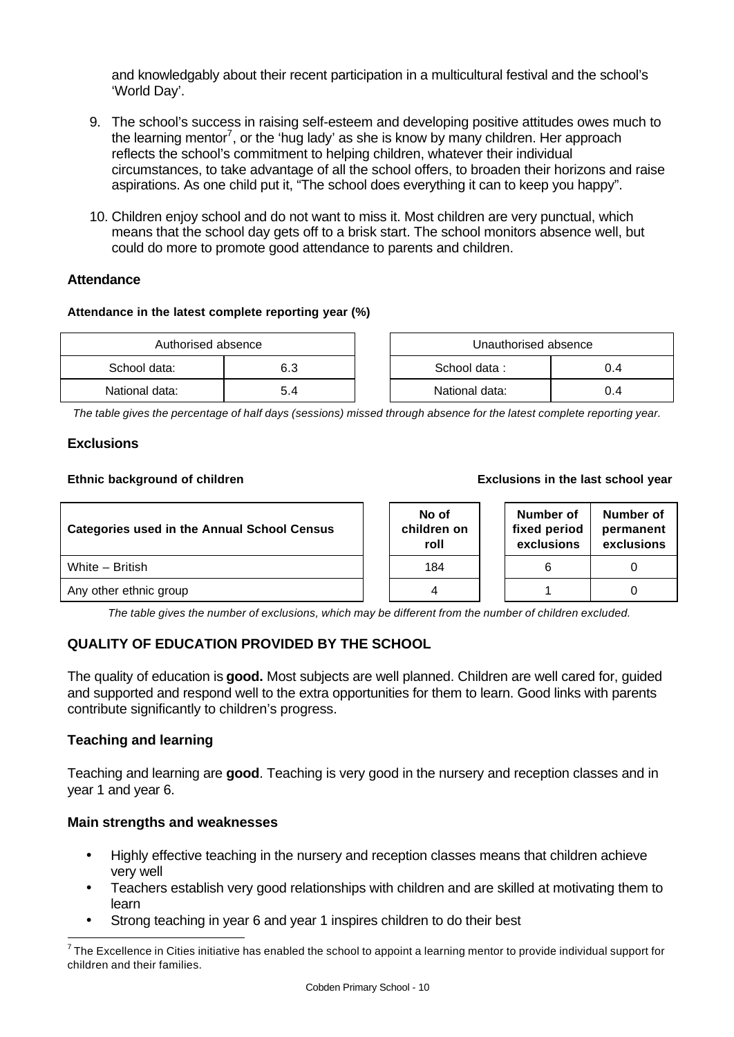and knowledgably about their recent participation in a multicultural festival and the school's 'World Day'.

9. The school's success in raising self-esteem and developing positive attitudes owes much to the learning mentor[7], or the 'hug lady' as she is know by many children. Her approach reflects the school's commitment to helping children, whatever their individual circumstances, to take advantage of all the school offers, to broaden their horizons and raise aspirations. As one child put it, "The school does everything it can to keep you happy".

10. Children enjoy school and do not want to miss it. Most children are very punctual, which means that the school day gets off to a brisk start. The school monitors absence well, but could do more to promote good attendance to parents and children.

### Attendance

**Attendance in the latest complete reporting year (%)**

| Authorised absence | |
|---|---|
| School data: | 6.3 |
| National data: | 5.4 |

| Unauthorised absence | |
|---|---|
| School data : | 0.4 |
| National data: | 0.4 |

*The table gives the percentage of half days (sessions) missed through absence for the latest complete reporting year.*

### Exclusions

**Ethnic background of children** **Exclusions in the last school year**

| Categories used in the Annual School Census | No of children on roll | Number of fixed period exclusions | Number of permanent exclusions |
|---|---|---|---|
| White – British | 184 | 6 | 0 |
| Any other ethnic group | 4 | 1 | 0 |

*The table gives the number of exclusions, which may be different from the number of children excluded.*

## QUALITY OF EDUCATION PROVIDED BY THE SCHOOL

The quality of education is **good.** Most subjects are well planned. Children are well cared for, guided and supported and respond well to the extra opportunities for them to learn. Good links with parents contribute significantly to children's progress.

### Teaching and learning

Teaching and learning are **good**. Teaching is very good in the nursery and reception classes and in year 1 and year 6.

### Main strengths and weaknesses

- Highly effective teaching in the nursery and reception classes means that children achieve very well
- Teachers establish very good relationships with children and are skilled at motivating them to learn
- Strong teaching in year 6 and year 1 inspires children to do their best

[7] The Excellence in Cities initiative has enabled the school to appoint a learning mentor to provide individual support for children and their families.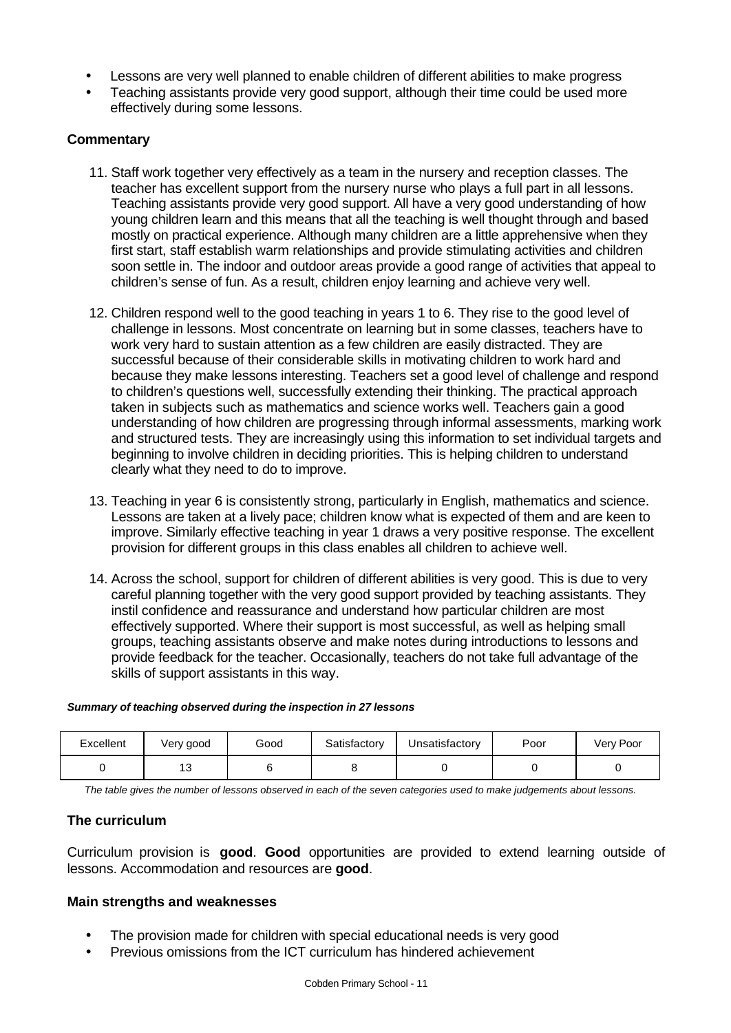- Lessons are very well planned to enable children of different abilities to make progress
- Teaching assistants provide very good support, although their time could be used more effectively during some lessons.

### Commentary

11. Staff work together very effectively as a team in the nursery and reception classes. The teacher has excellent support from the nursery nurse who plays a full part in all lessons. Teaching assistants provide very good support. All have a very good understanding of how young children learn and this means that all the teaching is well thought through and based mostly on practical experience. Although many children are a little apprehensive when they first start, staff establish warm relationships and provide stimulating activities and children soon settle in. The indoor and outdoor areas provide a good range of activities that appeal to children's sense of fun. As a result, children enjoy learning and achieve very well.

12. Children respond well to the good teaching in years 1 to 6. They rise to the good level of challenge in lessons. Most concentrate on learning but in some classes, teachers have to work very hard to sustain attention as a few children are easily distracted. They are successful because of their considerable skills in motivating children to work hard and because they make lessons interesting. Teachers set a good level of challenge and respond to children's questions well, successfully extending their thinking. The practical approach taken in subjects such as mathematics and science works well. Teachers gain a good understanding of how children are progressing through informal assessments, marking work and structured tests. They are increasingly using this information to set individual targets and beginning to involve children in deciding priorities. This is helping children to understand clearly what they need to do to improve.

13. Teaching in year 6 is consistently strong, particularly in English, mathematics and science. Lessons are taken at a lively pace; children know what is expected of them and are keen to improve. Similarly effective teaching in year 1 draws a very positive response. The excellent provision for different groups in this class enables all children to achieve well.

14. Across the school, support for children of different abilities is very good. This is due to very careful planning together with the very good support provided by teaching assistants. They instil confidence and reassurance and understand how particular children are most effectively supported. Where their support is most successful, as well as helping small groups, teaching assistants observe and make notes during introductions to lessons and provide feedback for the teacher. Occasionally, teachers do not take full advantage of the skills of support assistants in this way.

***Summary of teaching observed during the inspection in 27 lessons***

| Excellent | Very good | Good | Satisfactory | Unsatisfactory | Poor | Very Poor |
|---|---|---|---|---|---|---|
| 0 | 13 | 6 | 8 | 0 | 0 | 0 |

*The table gives the number of lessons observed in each of the seven categories used to make judgements about lessons.*

### The curriculum

Curriculum provision is **good**. **Good** opportunities are provided to extend learning outside of lessons. Accommodation and resources are **good**.

### Main strengths and weaknesses

- The provision made for children with special educational needs is very good
- Previous omissions from the ICT curriculum has hindered achievement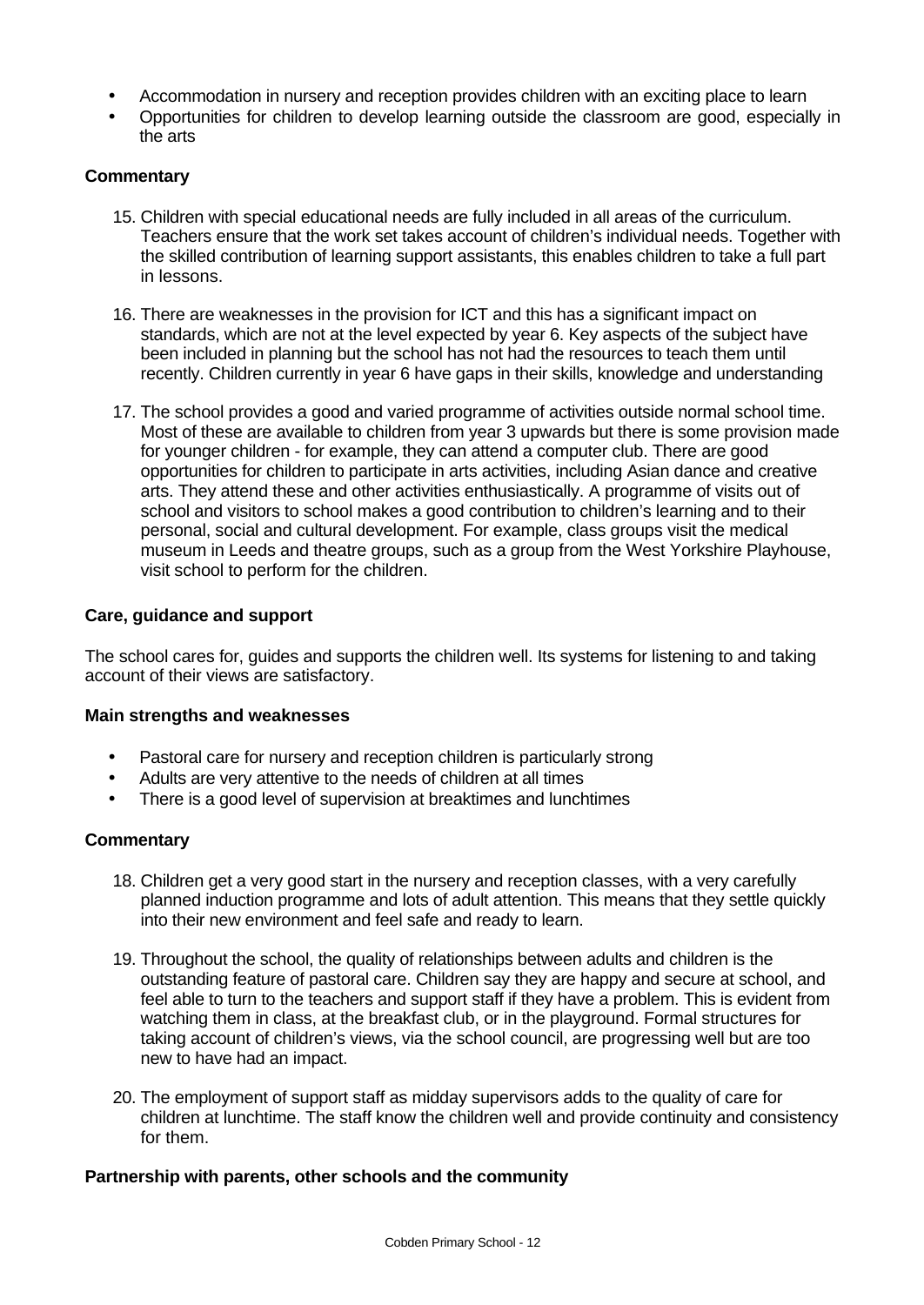- Accommodation in nursery and reception provides children with an exciting place to learn
- Opportunities for children to develop learning outside the classroom are good, especially in the arts

**Commentary**

15. Children with special educational needs are fully included in all areas of the curriculum. Teachers ensure that the work set takes account of children's individual needs. Together with the skilled contribution of learning support assistants, this enables children to take a full part in lessons.

16. There are weaknesses in the provision for ICT and this has a significant impact on standards, which are not at the level expected by year 6. Key aspects of the subject have been included in planning but the school has not had the resources to teach them until recently. Children currently in year 6 have gaps in their skills, knowledge and understanding

17. The school provides a good and varied programme of activities outside normal school time. Most of these are available to children from year 3 upwards but there is some provision made for younger children - for example, they can attend a computer club. There are good opportunities for children to participate in arts activities, including Asian dance and creative arts. They attend these and other activities enthusiastically. A programme of visits out of school and visitors to school makes a good contribution to children's learning and to their personal, social and cultural development. For example, class groups visit the medical museum in Leeds and theatre groups, such as a group from the West Yorkshire Playhouse, visit school to perform for the children.

**Care, guidance and support**

The school cares for, guides and supports the children well. Its systems for listening to and taking account of their views are satisfactory.

**Main strengths and weaknesses**

- Pastoral care for nursery and reception children is particularly strong
- Adults are very attentive to the needs of children at all times
- There is a good level of supervision at breaktimes and lunchtimes

**Commentary**

18. Children get a very good start in the nursery and reception classes, with a very carefully planned induction programme and lots of adult attention. This means that they settle quickly into their new environment and feel safe and ready to learn.

19. Throughout the school, the quality of relationships between adults and children is the outstanding feature of pastoral care. Children say they are happy and secure at school, and feel able to turn to the teachers and support staff if they have a problem. This is evident from watching them in class, at the breakfast club, or in the playground. Formal structures for taking account of children's views, via the school council, are progressing well but are too new to have had an impact.

20. The employment of support staff as midday supervisors adds to the quality of care for children at lunchtime. The staff know the children well and provide continuity and consistency for them.

**Partnership with parents, other schools and the community**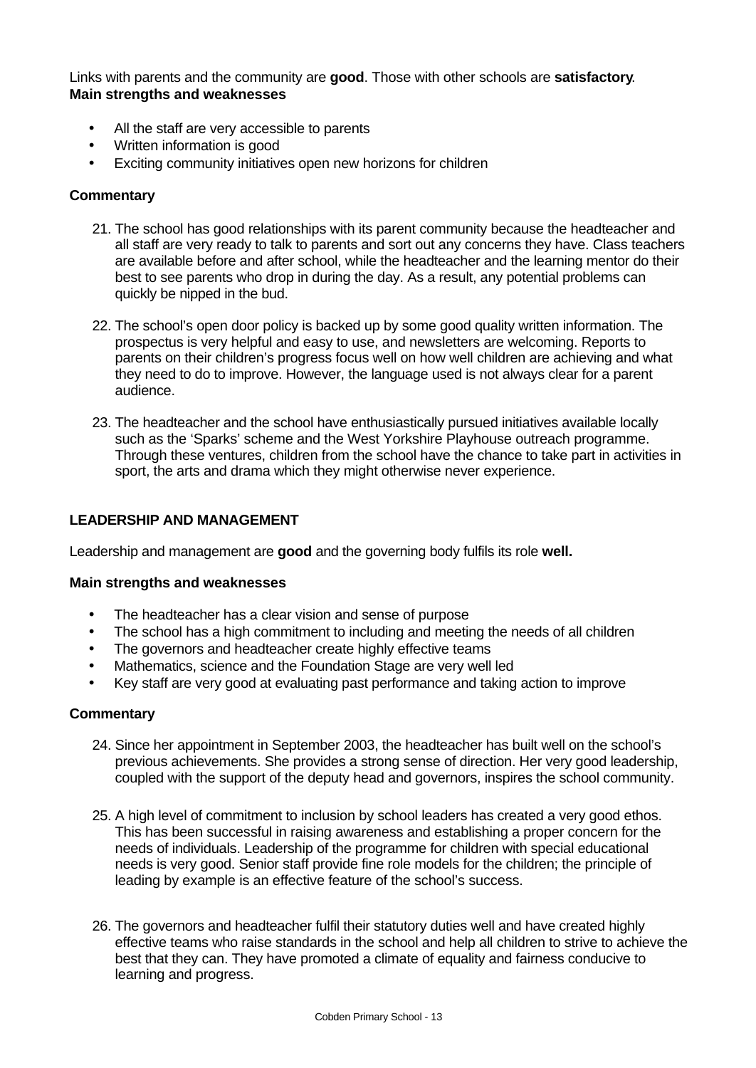Links with parents and the community are **good**. Those with other schools are **satisfactory**.
**Main strengths and weaknesses**

- All the staff are very accessible to parents
- Written information is good
- Exciting community initiatives open new horizons for children

### Commentary

21. The school has good relationships with its parent community because the headteacher and all staff are very ready to talk to parents and sort out any concerns they have. Class teachers are available before and after school, while the headteacher and the learning mentor do their best to see parents who drop in during the day. As a result, any potential problems can quickly be nipped in the bud.

22. The school's open door policy is backed up by some good quality written information. The prospectus is very helpful and easy to use, and newsletters are welcoming. Reports to parents on their children's progress focus well on how well children are achieving and what they need to do to improve. However, the language used is not always clear for a parent audience.

23. The headteacher and the school have enthusiastically pursued initiatives available locally such as the 'Sparks' scheme and the West Yorkshire Playhouse outreach programme. Through these ventures, children from the school have the chance to take part in activities in sport, the arts and drama which they might otherwise never experience.

## LEADERSHIP AND MANAGEMENT

Leadership and management are **good** and the governing body fulfils its role **well.**

### Main strengths and weaknesses

- The headteacher has a clear vision and sense of purpose
- The school has a high commitment to including and meeting the needs of all children
- The governors and headteacher create highly effective teams
- Mathematics, science and the Foundation Stage are very well led
- Key staff are very good at evaluating past performance and taking action to improve

### Commentary

24. Since her appointment in September 2003, the headteacher has built well on the school's previous achievements. She provides a strong sense of direction. Her very good leadership, coupled with the support of the deputy head and governors, inspires the school community.

25. A high level of commitment to inclusion by school leaders has created a very good ethos. This has been successful in raising awareness and establishing a proper concern for the needs of individuals. Leadership of the programme for children with special educational needs is very good. Senior staff provide fine role models for the children; the principle of leading by example is an effective feature of the school's success.

26. The governors and headteacher fulfil their statutory duties well and have created highly effective teams who raise standards in the school and help all children to strive to achieve the best that they can. They have promoted a climate of equality and fairness conducive to learning and progress.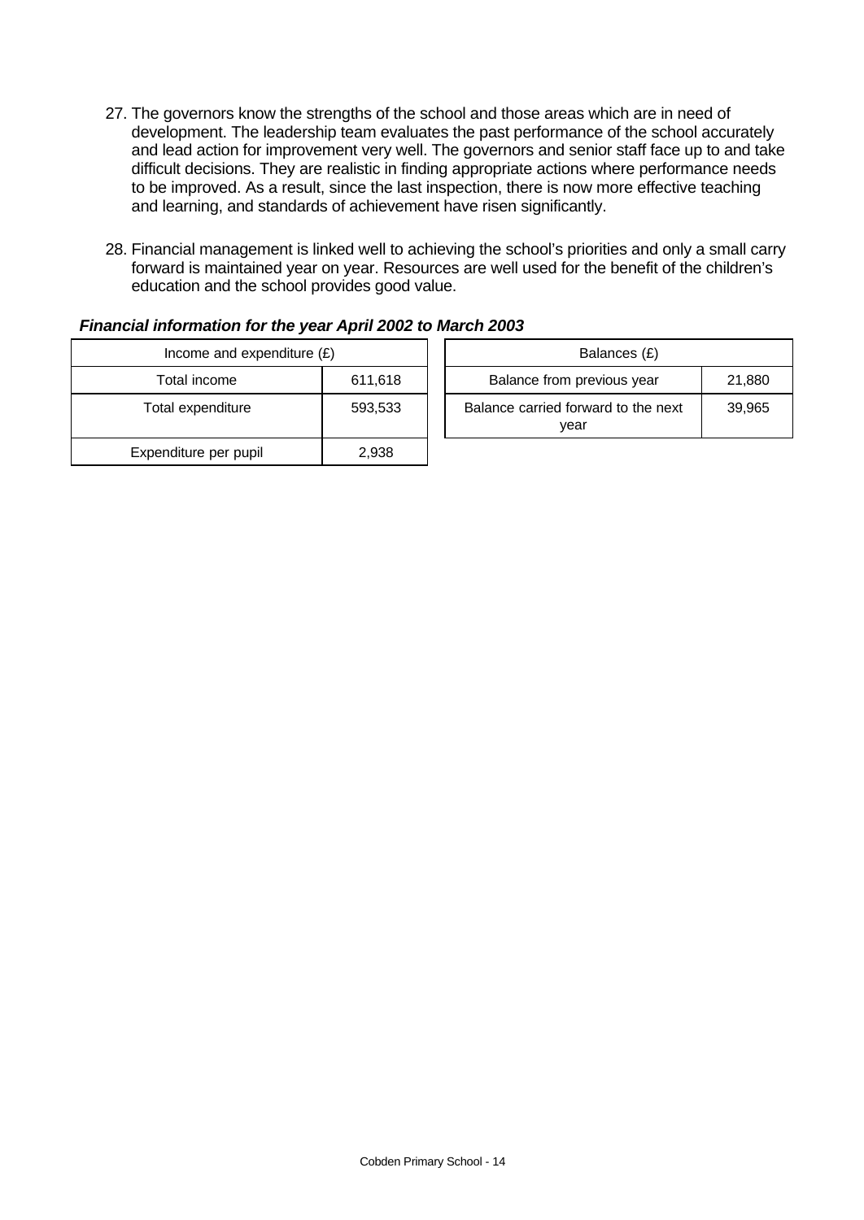27. The governors know the strengths of the school and those areas which are in need of development. The leadership team evaluates the past performance of the school accurately and lead action for improvement very well. The governors and senior staff face up to and take difficult decisions. They are realistic in finding appropriate actions where performance needs to be improved. As a result, since the last inspection, there is now more effective teaching and learning, and standards of achievement have risen significantly.

28. Financial management is linked well to achieving the school's priorities and only a small carry forward is maintained year on year. Resources are well used for the benefit of the children's education and the school provides good value.

***Financial information for the year April 2002 to March 2003***

| Income and expenditure (£) | |
|---|---|
| Total income | 611,618 |
| Total expenditure | 593,533 |
| Expenditure per pupil | 2,938 |

| Balances (£) | |
|---|---|
| Balance from previous year | 21,880 |
| Balance carried forward to the next year | 39,965 |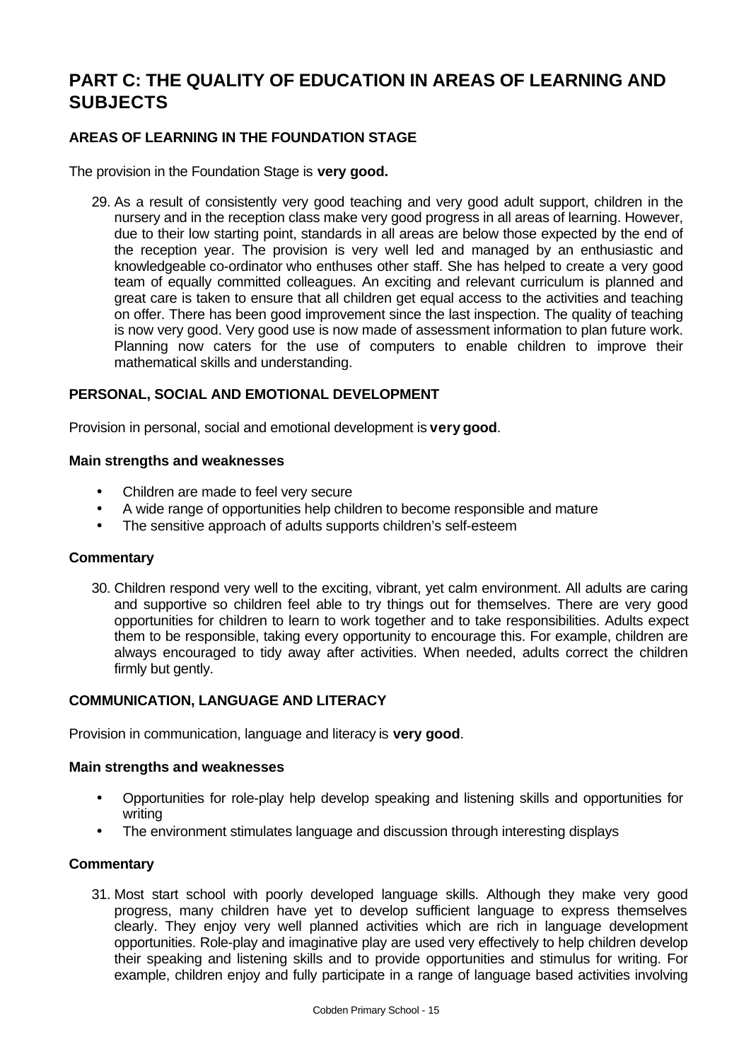# PART C: THE QUALITY OF EDUCATION IN AREAS OF LEARNING AND SUBJECTS

### AREAS OF LEARNING IN THE FOUNDATION STAGE

The provision in the Foundation Stage is **very good.**

29. As a result of consistently very good teaching and very good adult support, children in the nursery and in the reception class make very good progress in all areas of learning. However, due to their low starting point, standards in all areas are below those expected by the end of the reception year. The provision is very well led and managed by an enthusiastic and knowledgeable co-ordinator who enthuses other staff. She has helped to create a very good team of equally committed colleagues. An exciting and relevant curriculum is planned and great care is taken to ensure that all children get equal access to the activities and teaching on offer. There has been good improvement since the last inspection. The quality of teaching is now very good. Very good use is now made of assessment information to plan future work. Planning now caters for the use of computers to enable children to improve their mathematical skills and understanding.

### PERSONAL, SOCIAL AND EMOTIONAL DEVELOPMENT

Provision in personal, social and emotional development is **very good**.

#### Main strengths and weaknesses

- Children are made to feel very secure
- A wide range of opportunities help children to become responsible and mature
- The sensitive approach of adults supports children's self-esteem

#### Commentary

30. Children respond very well to the exciting, vibrant, yet calm environment. All adults are caring and supportive so children feel able to try things out for themselves. There are very good opportunities for children to learn to work together and to take responsibilities. Adults expect them to be responsible, taking every opportunity to encourage this. For example, children are always encouraged to tidy away after activities. When needed, adults correct the children firmly but gently.

### COMMUNICATION, LANGUAGE AND LITERACY

Provision in communication, language and literacy is **very good**.

#### Main strengths and weaknesses

- Opportunities for role-play help develop speaking and listening skills and opportunities for writing
- The environment stimulates language and discussion through interesting displays

#### Commentary

31. Most start school with poorly developed language skills. Although they make very good progress, many children have yet to develop sufficient language to express themselves clearly. They enjoy very well planned activities which are rich in language development opportunities. Role-play and imaginative play are used very effectively to help children develop their speaking and listening skills and to provide opportunities and stimulus for writing. For example, children enjoy and fully participate in a range of language based activities involving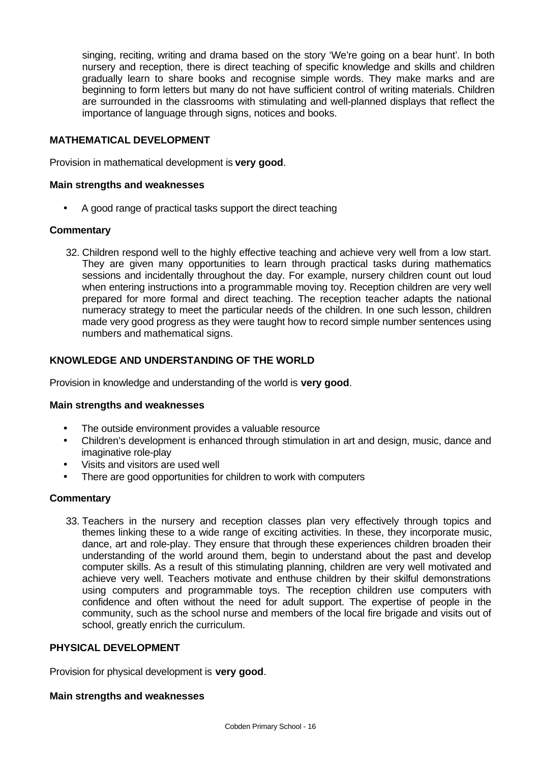singing, reciting, writing and drama based on the story 'We're going on a bear hunt'. In both nursery and reception, there is direct teaching of specific knowledge and skills and children gradually learn to share books and recognise simple words. They make marks and are beginning to form letters but many do not have sufficient control of writing materials. Children are surrounded in the classrooms with stimulating and well-planned displays that reflect the importance of language through signs, notices and books.

## MATHEMATICAL DEVELOPMENT

Provision in mathematical development is **very good**.

### Main strengths and weaknesses

- A good range of practical tasks support the direct teaching

### Commentary

32. Children respond well to the highly effective teaching and achieve very well from a low start. They are given many opportunities to learn through practical tasks during mathematics sessions and incidentally throughout the day. For example, nursery children count out loud when entering instructions into a programmable moving toy. Reception children are very well prepared for more formal and direct teaching. The reception teacher adapts the national numeracy strategy to meet the particular needs of the children. In one such lesson, children made very good progress as they were taught how to record simple number sentences using numbers and mathematical signs.

## KNOWLEDGE AND UNDERSTANDING OF THE WORLD

Provision in knowledge and understanding of the world is **very good**.

### Main strengths and weaknesses

- The outside environment provides a valuable resource
- Children's development is enhanced through stimulation in art and design, music, dance and imaginative role-play
- Visits and visitors are used well
- There are good opportunities for children to work with computers

### Commentary

33. Teachers in the nursery and reception classes plan very effectively through topics and themes linking these to a wide range of exciting activities. In these, they incorporate music, dance, art and role-play. They ensure that through these experiences children broaden their understanding of the world around them, begin to understand about the past and develop computer skills. As a result of this stimulating planning, children are very well motivated and achieve very well. Teachers motivate and enthuse children by their skilful demonstrations using computers and programmable toys. The reception children use computers with confidence and often without the need for adult support. The expertise of people in the community, such as the school nurse and members of the local fire brigade and visits out of school, greatly enrich the curriculum.

## PHYSICAL DEVELOPMENT

Provision for physical development is **very good**.

### Main strengths and weaknesses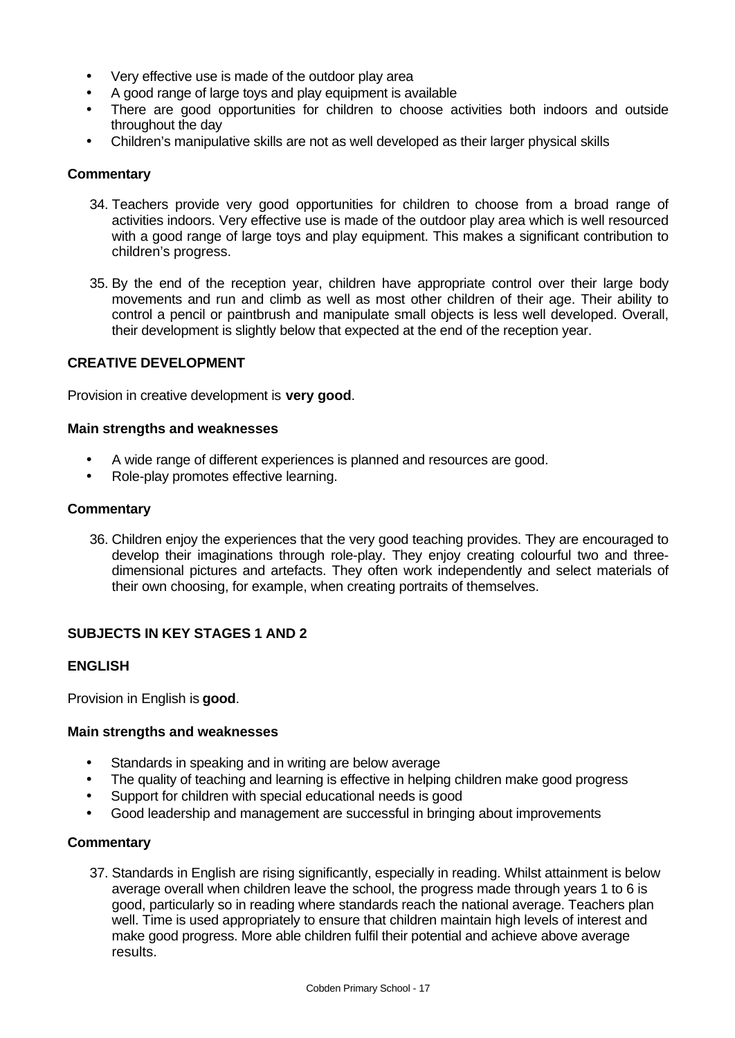- Very effective use is made of the outdoor play area
- A good range of large toys and play equipment is available
- There are good opportunities for children to choose activities both indoors and outside throughout the day
- Children's manipulative skills are not as well developed as their larger physical skills

### Commentary

34. Teachers provide very good opportunities for children to choose from a broad range of activities indoors. Very effective use is made of the outdoor play area which is well resourced with a good range of large toys and play equipment. This makes a significant contribution to children's progress.

35. By the end of the reception year, children have appropriate control over their large body movements and run and climb as well as most other children of their age. Their ability to control a pencil or paintbrush and manipulate small objects is less well developed. Overall, their development is slightly below that expected at the end of the reception year.

## CREATIVE DEVELOPMENT

Provision in creative development is **very good**.

### Main strengths and weaknesses

- A wide range of different experiences is planned and resources are good.
- Role-play promotes effective learning.

### Commentary

36. Children enjoy the experiences that the very good teaching provides. They are encouraged to develop their imaginations through role-play. They enjoy creating colourful two and three-dimensional pictures and artefacts. They often work independently and select materials of their own choosing, for example, when creating portraits of themselves.

## SUBJECTS IN KEY STAGES 1 AND 2

## ENGLISH

Provision in English is **good**.

### Main strengths and weaknesses

- Standards in speaking and in writing are below average
- The quality of teaching and learning is effective in helping children make good progress
- Support for children with special educational needs is good
- Good leadership and management are successful in bringing about improvements

### Commentary

37. Standards in English are rising significantly, especially in reading. Whilst attainment is below average overall when children leave the school, the progress made through years 1 to 6 is good, particularly so in reading where standards reach the national average. Teachers plan well. Time is used appropriately to ensure that children maintain high levels of interest and make good progress. More able children fulfil their potential and achieve above average results.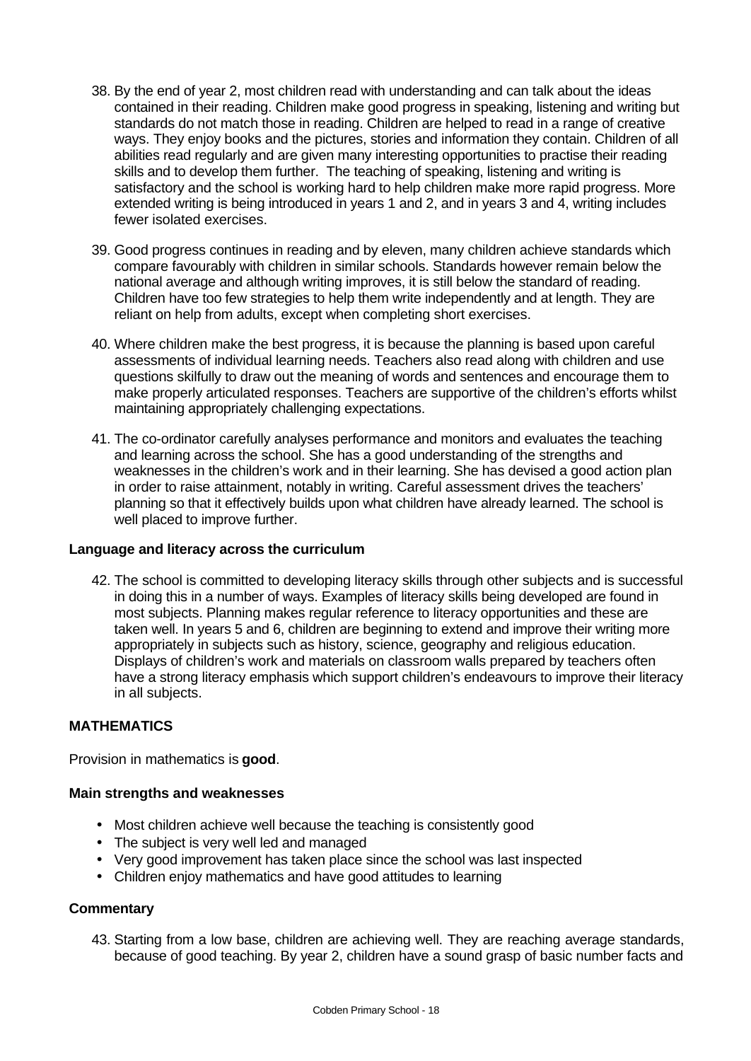38. By the end of year 2, most children read with understanding and can talk about the ideas contained in their reading. Children make good progress in speaking, listening and writing but standards do not match those in reading. Children are helped to read in a range of creative ways. They enjoy books and the pictures, stories and information they contain. Children of all abilities read regularly and are given many interesting opportunities to practise their reading skills and to develop them further. The teaching of speaking, listening and writing is satisfactory and the school is working hard to help children make more rapid progress. More extended writing is being introduced in years 1 and 2, and in years 3 and 4, writing includes fewer isolated exercises.

39. Good progress continues in reading and by eleven, many children achieve standards which compare favourably with children in similar schools. Standards however remain below the national average and although writing improves, it is still below the standard of reading. Children have too few strategies to help them write independently and at length. They are reliant on help from adults, except when completing short exercises.

40. Where children make the best progress, it is because the planning is based upon careful assessments of individual learning needs. Teachers also read along with children and use questions skilfully to draw out the meaning of words and sentences and encourage them to make properly articulated responses. Teachers are supportive of the children's efforts whilst maintaining appropriately challenging expectations.

41. The co-ordinator carefully analyses performance and monitors and evaluates the teaching and learning across the school. She has a good understanding of the strengths and weaknesses in the children's work and in their learning. She has devised a good action plan in order to raise attainment, notably in writing. Careful assessment drives the teachers' planning so that it effectively builds upon what children have already learned. The school is well placed to improve further.

**Language and literacy across the curriculum**

42. The school is committed to developing literacy skills through other subjects and is successful in doing this in a number of ways. Examples of literacy skills being developed are found in most subjects. Planning makes regular reference to literacy opportunities and these are taken well. In years 5 and 6, children are beginning to extend and improve their writing more appropriately in subjects such as history, science, geography and religious education. Displays of children's work and materials on classroom walls prepared by teachers often have a strong literacy emphasis which support children's endeavours to improve their literacy in all subjects.

## MATHEMATICS

Provision in mathematics is **good**.

**Main strengths and weaknesses**

- Most children achieve well because the teaching is consistently good
- The subject is very well led and managed
- Very good improvement has taken place since the school was last inspected
- Children enjoy mathematics and have good attitudes to learning

**Commentary**

43. Starting from a low base, children are achieving well. They are reaching average standards, because of good teaching. By year 2, children have a sound grasp of basic number facts and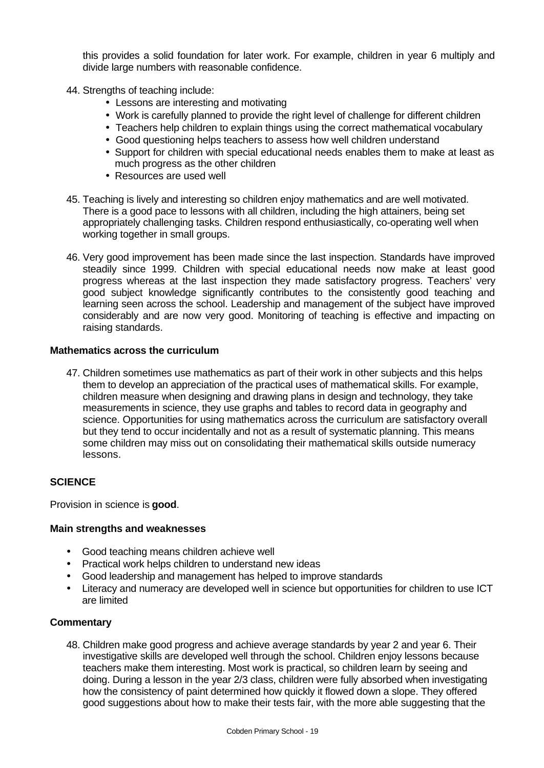this provides a solid foundation for later work. For example, children in year 6 multiply and divide large numbers with reasonable confidence.

44. Strengths of teaching include:
    - Lessons are interesting and motivating
    - Work is carefully planned to provide the right level of challenge for different children
    - Teachers help children to explain things using the correct mathematical vocabulary
    - Good questioning helps teachers to assess how well children understand
    - Support for children with special educational needs enables them to make at least as much progress as the other children
    - Resources are used well

45. Teaching is lively and interesting so children enjoy mathematics and are well motivated. There is a good pace to lessons with all children, including the high attainers, being set appropriately challenging tasks. Children respond enthusiastically, co-operating well when working together in small groups.

46. Very good improvement has been made since the last inspection. Standards have improved steadily since 1999. Children with special educational needs now make at least good progress whereas at the last inspection they made satisfactory progress. Teachers' very good subject knowledge significantly contributes to the consistently good teaching and learning seen across the school. Leadership and management of the subject have improved considerably and are now very good. Monitoring of teaching is effective and impacting on raising standards.

**Mathematics across the curriculum**

47. Children sometimes use mathematics as part of their work in other subjects and this helps them to develop an appreciation of the practical uses of mathematical skills. For example, children measure when designing and drawing plans in design and technology, they take measurements in science, they use graphs and tables to record data in geography and science. Opportunities for using mathematics across the curriculum are satisfactory overall but they tend to occur incidentally and not as a result of systematic planning. This means some children may miss out on consolidating their mathematical skills outside numeracy lessons.

## SCIENCE

Provision in science is **good**.

**Main strengths and weaknesses**

- Good teaching means children achieve well
- Practical work helps children to understand new ideas
- Good leadership and management has helped to improve standards
- Literacy and numeracy are developed well in science but opportunities for children to use ICT are limited

**Commentary**

48. Children make good progress and achieve average standards by year 2 and year 6. Their investigative skills are developed well through the school. Children enjoy lessons because teachers make them interesting. Most work is practical, so children learn by seeing and doing. During a lesson in the year 2/3 class, children were fully absorbed when investigating how the consistency of paint determined how quickly it flowed down a slope. They offered good suggestions about how to make their tests fair, with the more able suggesting that the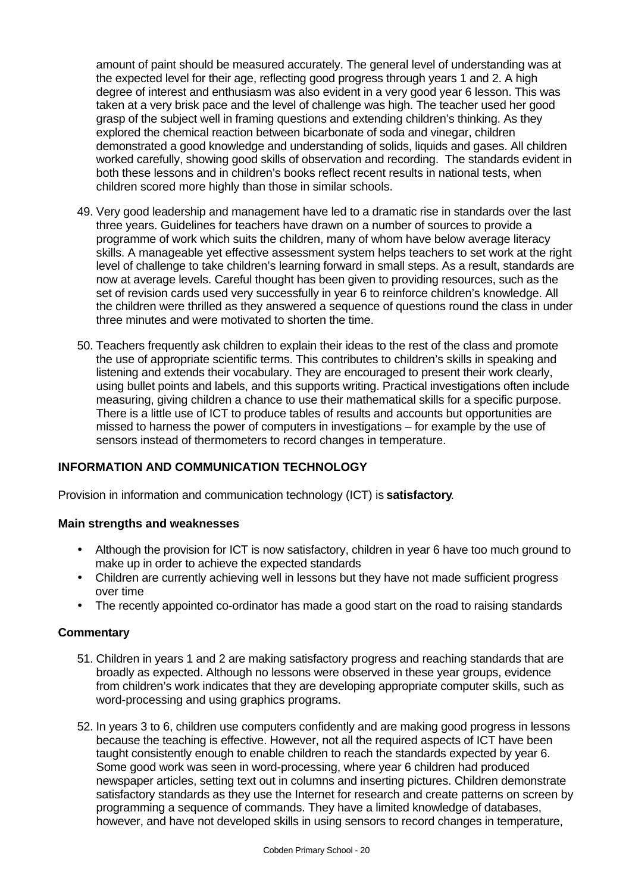amount of paint should be measured accurately. The general level of understanding was at the expected level for their age, reflecting good progress through years 1 and 2. A high degree of interest and enthusiasm was also evident in a very good year 6 lesson. This was taken at a very brisk pace and the level of challenge was high. The teacher used her good grasp of the subject well in framing questions and extending children's thinking. As they explored the chemical reaction between bicarbonate of soda and vinegar, children demonstrated a good knowledge and understanding of solids, liquids and gases. All children worked carefully, showing good skills of observation and recording. The standards evident in both these lessons and in children's books reflect recent results in national tests, when children scored more highly than those in similar schools.

49. Very good leadership and management have led to a dramatic rise in standards over the last three years. Guidelines for teachers have drawn on a number of sources to provide a programme of work which suits the children, many of whom have below average literacy skills. A manageable yet effective assessment system helps teachers to set work at the right level of challenge to take children's learning forward in small steps. As a result, standards are now at average levels. Careful thought has been given to providing resources, such as the set of revision cards used very successfully in year 6 to reinforce children's knowledge. All the children were thrilled as they answered a sequence of questions round the class in under three minutes and were motivated to shorten the time.

50. Teachers frequently ask children to explain their ideas to the rest of the class and promote the use of appropriate scientific terms. This contributes to children's skills in speaking and listening and extends their vocabulary. They are encouraged to present their work clearly, using bullet points and labels, and this supports writing. Practical investigations often include measuring, giving children a chance to use their mathematical skills for a specific purpose. There is a little use of ICT to produce tables of results and accounts but opportunities are missed to harness the power of computers in investigations – for example by the use of sensors instead of thermometers to record changes in temperature.

## INFORMATION AND COMMUNICATION TECHNOLOGY

Provision in information and communication technology (ICT) is **satisfactory**.

### Main strengths and weaknesses

- Although the provision for ICT is now satisfactory, children in year 6 have too much ground to make up in order to achieve the expected standards
- Children are currently achieving well in lessons but they have not made sufficient progress over time
- The recently appointed co-ordinator has made a good start on the road to raising standards

### Commentary

51. Children in years 1 and 2 are making satisfactory progress and reaching standards that are broadly as expected. Although no lessons were observed in these year groups, evidence from children's work indicates that they are developing appropriate computer skills, such as word-processing and using graphics programs.

52. In years 3 to 6, children use computers confidently and are making good progress in lessons because the teaching is effective. However, not all the required aspects of ICT have been taught consistently enough to enable children to reach the standards expected by year 6. Some good work was seen in word-processing, where year 6 children had produced newspaper articles, setting text out in columns and inserting pictures. Children demonstrate satisfactory standards as they use the Internet for research and create patterns on screen by programming a sequence of commands. They have a limited knowledge of databases, however, and have not developed skills in using sensors to record changes in temperature,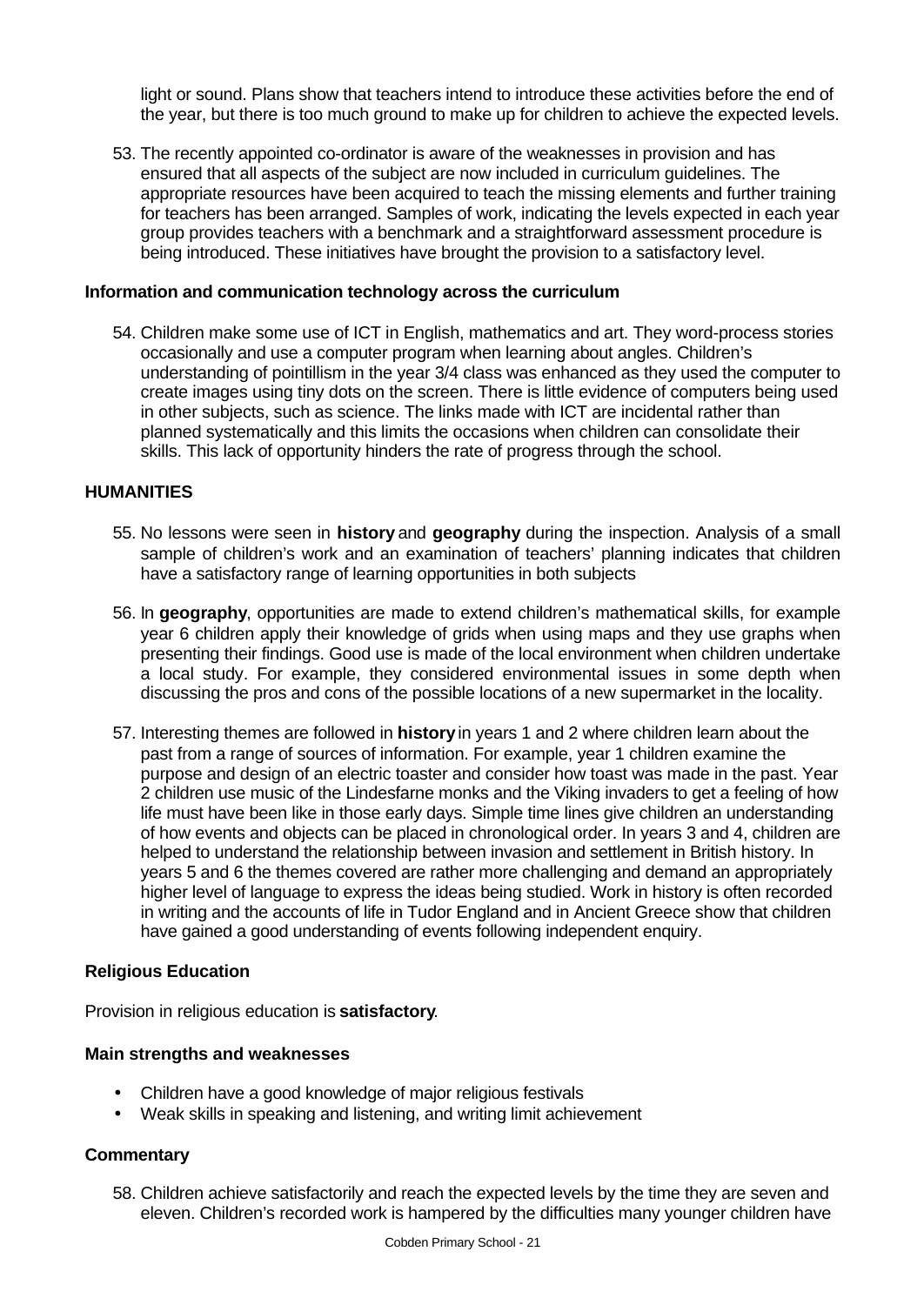light or sound. Plans show that teachers intend to introduce these activities before the end of the year, but there is too much ground to make up for children to achieve the expected levels.

53. The recently appointed co-ordinator is aware of the weaknesses in provision and has ensured that all aspects of the subject are now included in curriculum guidelines. The appropriate resources have been acquired to teach the missing elements and further training for teachers has been arranged. Samples of work, indicating the levels expected in each year group provides teachers with a benchmark and a straightforward assessment procedure is being introduced. These initiatives have brought the provision to a satisfactory level.

**Information and communication technology across the curriculum**

54. Children make some use of ICT in English, mathematics and art. They word-process stories occasionally and use a computer program when learning about angles. Children's understanding of pointillism in the year 3/4 class was enhanced as they used the computer to create images using tiny dots on the screen. There is little evidence of computers being used in other subjects, such as science. The links made with ICT are incidental rather than planned systematically and this limits the occasions when children can consolidate their skills. This lack of opportunity hinders the rate of progress through the school.

**HUMANITIES**

55. No lessons were seen in **history** and **geography** during the inspection. Analysis of a small sample of children's work and an examination of teachers' planning indicates that children have a satisfactory range of learning opportunities in both subjects

56. In **geography**, opportunities are made to extend children's mathematical skills, for example year 6 children apply their knowledge of grids when using maps and they use graphs when presenting their findings. Good use is made of the local environment when children undertake a local study. For example, they considered environmental issues in some depth when discussing the pros and cons of the possible locations of a new supermarket in the locality.

57. Interesting themes are followed in **history** in years 1 and 2 where children learn about the past from a range of sources of information. For example, year 1 children examine the purpose and design of an electric toaster and consider how toast was made in the past. Year 2 children use music of the Lindesfarne monks and the Viking invaders to get a feeling of how life must have been like in those early days. Simple time lines give children an understanding of how events and objects can be placed in chronological order. In years 3 and 4, children are helped to understand the relationship between invasion and settlement in British history. In years 5 and 6 the themes covered are rather more challenging and demand an appropriately higher level of language to express the ideas being studied. Work in history is often recorded in writing and the accounts of life in Tudor England and in Ancient Greece show that children have gained a good understanding of events following independent enquiry.

**Religious Education**

Provision in religious education is **satisfactory**.

**Main strengths and weaknesses**

- Children have a good knowledge of major religious festivals
- Weak skills in speaking and listening, and writing limit achievement

**Commentary**

58. Children achieve satisfactorily and reach the expected levels by the time they are seven and eleven. Children's recorded work is hampered by the difficulties many younger children have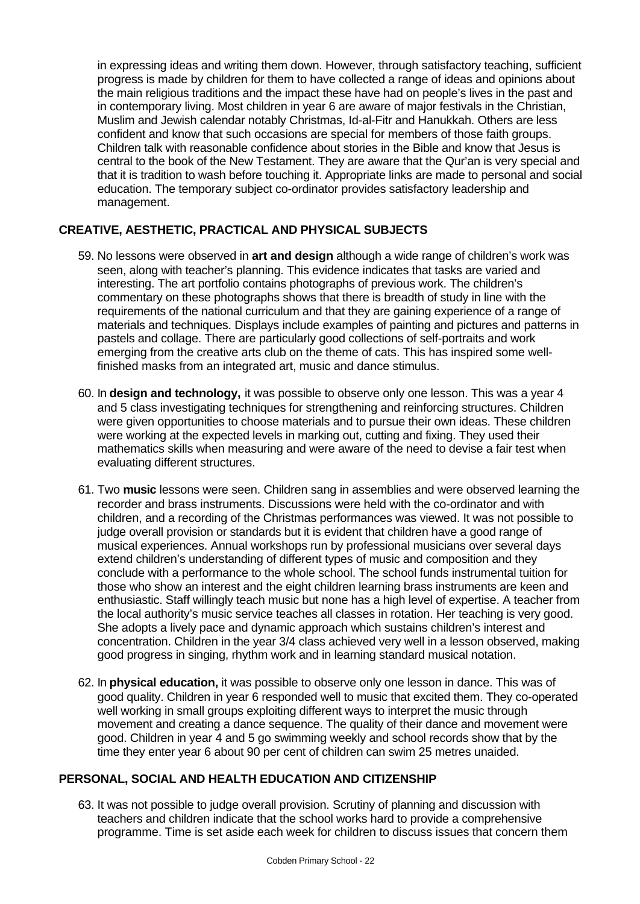in expressing ideas and writing them down. However, through satisfactory teaching, sufficient progress is made by children for them to have collected a range of ideas and opinions about the main religious traditions and the impact these have had on people's lives in the past and in contemporary living. Most children in year 6 are aware of major festivals in the Christian, Muslim and Jewish calendar notably Christmas, Id-al-Fitr and Hanukkah. Others are less confident and know that such occasions are special for members of those faith groups. Children talk with reasonable confidence about stories in the Bible and know that Jesus is central to the book of the New Testament. They are aware that the Qur'an is very special and that it is tradition to wash before touching it. Appropriate links are made to personal and social education. The temporary subject co-ordinator provides satisfactory leadership and management.

## CREATIVE, AESTHETIC, PRACTICAL AND PHYSICAL SUBJECTS

59. No lessons were observed in **art and design** although a wide range of children's work was seen, along with teacher's planning. This evidence indicates that tasks are varied and interesting. The art portfolio contains photographs of previous work. The children's commentary on these photographs shows that there is breadth of study in line with the requirements of the national curriculum and that they are gaining experience of a range of materials and techniques. Displays include examples of painting and pictures and patterns in pastels and collage. There are particularly good collections of self-portraits and work emerging from the creative arts club on the theme of cats. This has inspired some well-finished masks from an integrated art, music and dance stimulus.

60. In **design and technology,** it was possible to observe only one lesson. This was a year 4 and 5 class investigating techniques for strengthening and reinforcing structures. Children were given opportunities to choose materials and to pursue their own ideas. These children were working at the expected levels in marking out, cutting and fixing. They used their mathematics skills when measuring and were aware of the need to devise a fair test when evaluating different structures.

61. Two **music** lessons were seen. Children sang in assemblies and were observed learning the recorder and brass instruments. Discussions were held with the co-ordinator and with children, and a recording of the Christmas performances was viewed. It was not possible to judge overall provision or standards but it is evident that children have a good range of musical experiences. Annual workshops run by professional musicians over several days extend children's understanding of different types of music and composition and they conclude with a performance to the whole school. The school funds instrumental tuition for those who show an interest and the eight children learning brass instruments are keen and enthusiastic. Staff willingly teach music but none has a high level of expertise. A teacher from the local authority's music service teaches all classes in rotation. Her teaching is very good. She adopts a lively pace and dynamic approach which sustains children's interest and concentration. Children in the year 3/4 class achieved very well in a lesson observed, making good progress in singing, rhythm work and in learning standard musical notation.

62. In **physical education,** it was possible to observe only one lesson in dance. This was of good quality. Children in year 6 responded well to music that excited them. They co-operated well working in small groups exploiting different ways to interpret the music through movement and creating a dance sequence. The quality of their dance and movement were good. Children in year 4 and 5 go swimming weekly and school records show that by the time they enter year 6 about 90 per cent of children can swim 25 metres unaided.

## PERSONAL, SOCIAL AND HEALTH EDUCATION AND CITIZENSHIP

63. It was not possible to judge overall provision. Scrutiny of planning and discussion with teachers and children indicate that the school works hard to provide a comprehensive programme. Time is set aside each week for children to discuss issues that concern them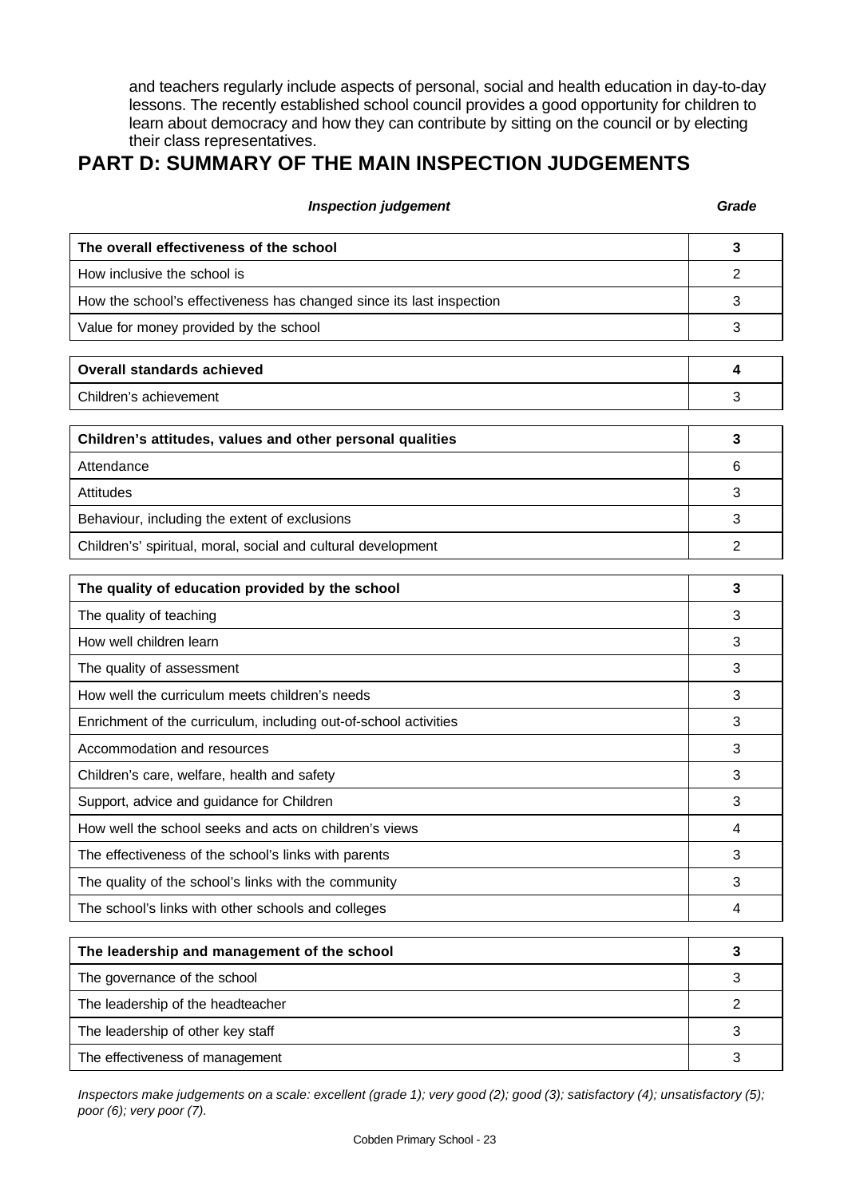and teachers regularly include aspects of personal, social and health education in day-to-day lessons. The recently established school council provides a good opportunity for children to learn about democracy and how they can contribute by sitting on the council or by electing their class representatives.

# PART D: SUMMARY OF THE MAIN INSPECTION JUDGEMENTS

| ***Inspection judgement*** | ***Grade*** |
|---|---|
| **The overall effectiveness of the school** | **3** |
| How inclusive the school is | 2 |
| How the school's effectiveness has changed since its last inspection | 3 |
| Value for money provided by the school | 3 |
| **Overall standards achieved** | **4** |
| Children's achievement | 3 |
| **Children's attitudes, values and other personal qualities** | **3** |
| Attendance | 6 |
| Attitudes | 3 |
| Behaviour, including the extent of exclusions | 3 |
| Children's' spiritual, moral, social and cultural development | 2 |
| **The quality of education provided by the school** | **3** |
| The quality of teaching | 3 |
| How well children learn | 3 |
| The quality of assessment | 3 |
| How well the curriculum meets children's needs | 3 |
| Enrichment of the curriculum, including out-of-school activities | 3 |
| Accommodation and resources | 3 |
| Children's care, welfare, health and safety | 3 |
| Support, advice and guidance for Children | 3 |
| How well the school seeks and acts on children's views | 4 |
| The effectiveness of the school's links with parents | 3 |
| The quality of the school's links with the community | 3 |
| The school's links with other schools and colleges | 4 |
| **The leadership and management of the school** | **3** |
| The governance of the school | 3 |
| The leadership of the headteacher | 2 |
| The leadership of other key staff | 3 |
| The effectiveness of management | 3 |

*Inspectors make judgements on a scale: excellent (grade 1); very good (2); good (3); satisfactory (4); unsatisfactory (5); poor (6); very poor (7).*